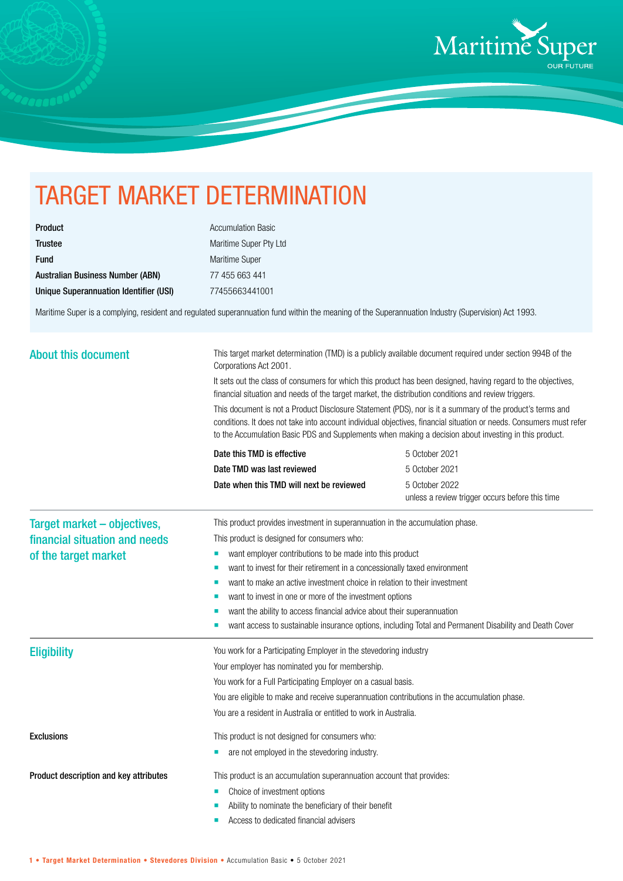# TARGET MARKET DETERMINATION

| | |
|---|---|
| **Product** | Accumulation Basic |
| **Trustee** | Maritime Super Pty Ltd |
| **Fund** | Maritime Super |
| **Australian Business Number (ABN)** | 77 455 663 441 |
| **Unique Superannuation Identifier (USI)** | 77455663441001 |

Maritime Super is a complying, resident and regulated superannuation fund within the meaning of the Superannuation Industry (Supervision) Act 1993.

## About this document

This target market determination (TMD) is a publicly available document required under section 994B of the Corporations Act 2001.

It sets out the class of consumers for which this product has been designed, having regard to the objectives, financial situation and needs of the target market, the distribution conditions and review triggers.

This document is not a Product Disclosure Statement (PDS), nor is it a summary of the product's terms and conditions. It does not take into account individual objectives, financial situation or needs. Consumers must refer to the Accumulation Basic PDS and Supplements when making a decision about investing in this product.

| | |
|---|---|
| **Date this TMD is effective** | 5 October 2021 |
| **Date TMD was last reviewed** | 5 October 2021 |
| **Date when this TMD will next be reviewed** | 5 October 2022 unless a review trigger occurs before this time |

## Target market – objectives, financial situation and needs of the target market

This product provides investment in superannuation in the accumulation phase.

This product is designed for consumers who:

- want employer contributions to be made into this product
- want to invest for their retirement in a concessionally taxed environment
- want to make an active investment choice in relation to their investment
- want to invest in one or more of the investment options
- want the ability to access financial advice about their superannuation
- want access to sustainable insurance options, including Total and Permanent Disability and Death Cover

## Eligibility

You work for a Participating Employer in the stevedoring industry

Your employer has nominated you for membership.

You work for a Full Participating Employer on a casual basis.

You are eligible to make and receive superannuation contributions in the accumulation phase.

You are a resident in Australia or entitled to work in Australia.

### Exclusions

This product is not designed for consumers who:

- are not employed in the stevedoring industry.

### Product description and key attributes

This product is an accumulation superannuation account that provides:

- Choice of investment options
- Ability to nominate the beneficiary of their benefit
- Access to dedicated financial advisers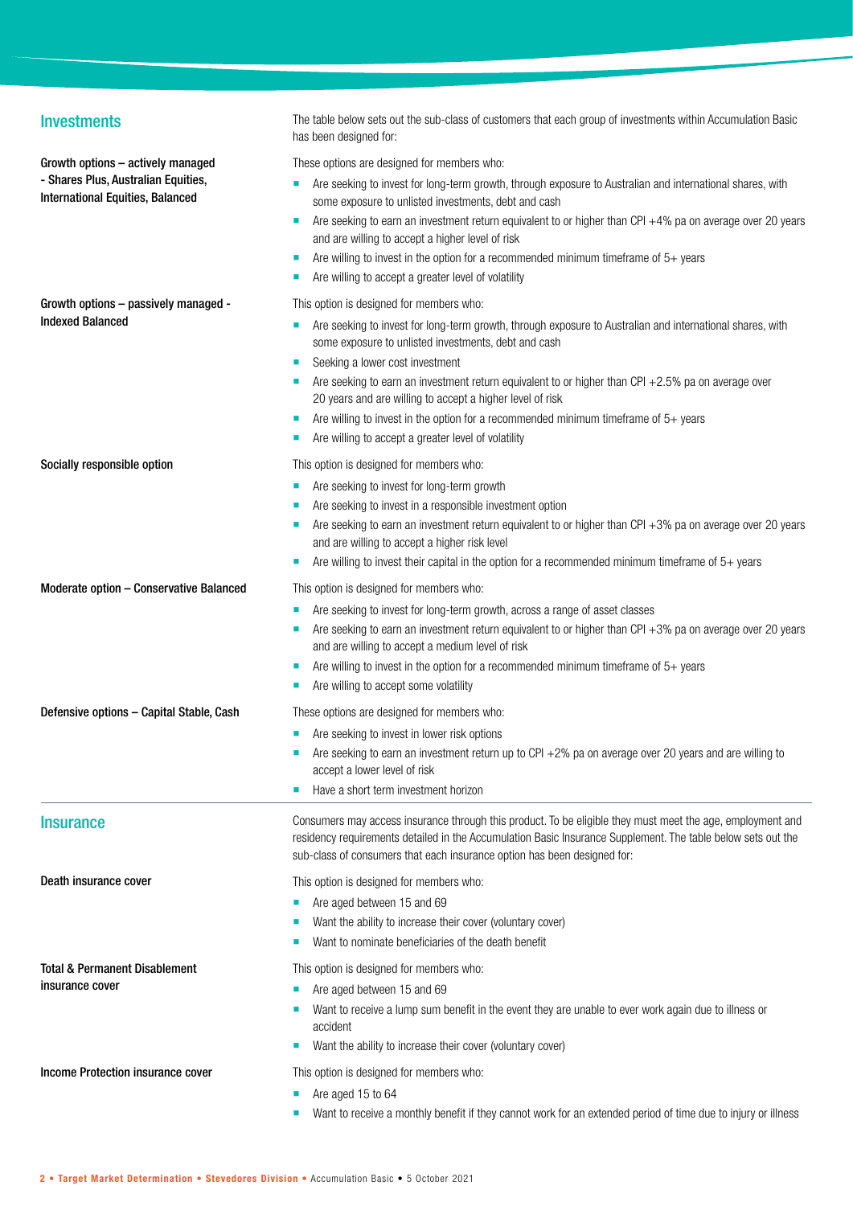## Investments

The table below sets out the sub-class of customers that each group of investments within Accumulation Basic has been designed for:

**Growth options – actively managed - Shares Plus, Australian Equities, International Equities, Balanced**

These options are designed for members who:

- Are seeking to invest for long-term growth, through exposure to Australian and international shares, with some exposure to unlisted investments, debt and cash
- Are seeking to earn an investment return equivalent to or higher than CPI +4% pa on average over 20 years and are willing to accept a higher level of risk
- Are willing to invest in the option for a recommended minimum timeframe of 5+ years
- Are willing to accept a greater level of volatility

**Growth options – passively managed - Indexed Balanced**

This option is designed for members who:

- Are seeking to invest for long-term growth, through exposure to Australian and international shares, with some exposure to unlisted investments, debt and cash
- Seeking a lower cost investment
- Are seeking to earn an investment return equivalent to or higher than CPI +2.5% pa on average over 20 years and are willing to accept a higher level of risk
- Are willing to invest in the option for a recommended minimum timeframe of 5+ years
- Are willing to accept a greater level of volatility

**Socially responsible option**

This option is designed for members who:

- Are seeking to invest for long-term growth
- Are seeking to invest in a responsible investment option
- Are seeking to earn an investment return equivalent to or higher than CPI +3% pa on average over 20 years and are willing to accept a higher risk level
- Are willing to invest their capital in the option for a recommended minimum timeframe of 5+ years

**Moderate option – Conservative Balanced**

This option is designed for members who:

- Are seeking to invest for long-term growth, across a range of asset classes
- Are seeking to earn an investment return equivalent to or higher than CPI +3% pa on average over 20 years and are willing to accept a medium level of risk
- Are willing to invest in the option for a recommended minimum timeframe of 5+ years
- Are willing to accept some volatility

**Defensive options – Capital Stable, Cash**

These options are designed for members who:

- Are seeking to invest in lower risk options
- Are seeking to earn an investment return up to CPI +2% pa on average over 20 years and are willing to accept a lower level of risk
- Have a short term investment horizon

## Insurance

Consumers may access insurance through this product. To be eligible they must meet the age, employment and residency requirements detailed in the Accumulation Basic Insurance Supplement. The table below sets out the sub-class of consumers that each insurance option has been designed for:

**Death insurance cover**

This option is designed for members who:

- Are aged between 15 and 69
- Want the ability to increase their cover (voluntary cover)
- Want to nominate beneficiaries of the death benefit

**Total & Permanent Disablement insurance cover**

This option is designed for members who:

- Are aged between 15 and 69
- Want to receive a lump sum benefit in the event they are unable to ever work again due to illness or accident
- Want the ability to increase their cover (voluntary cover)

**Income Protection insurance cover**

This option is designed for members who:

- Are aged 15 to 64
- Want to receive a monthly benefit if they cannot work for an extended period of time due to injury or illness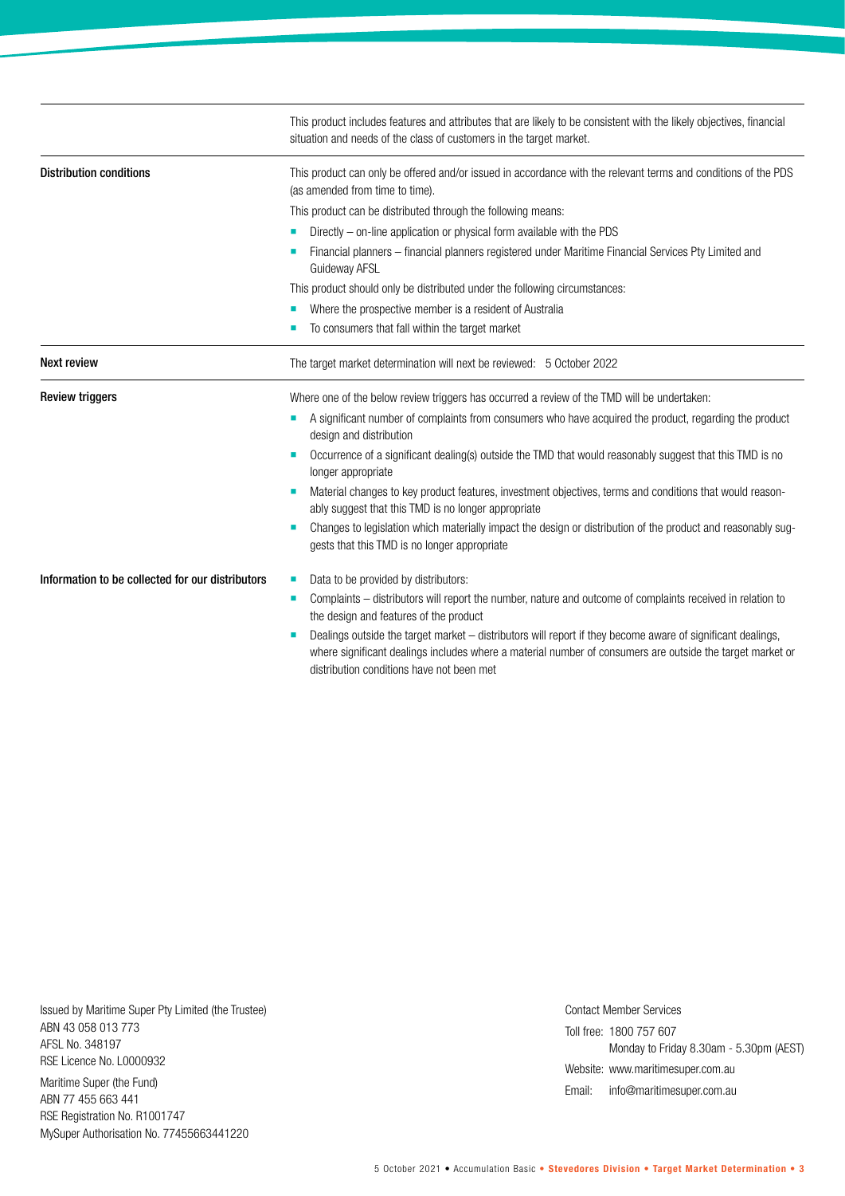| | |
|---|---|
| | This product includes features and attributes that are likely to be consistent with the likely objectives, financial situation and needs of the class of customers in the target market. |
| **Distribution conditions** | This product can only be offered and/or issued in accordance with the relevant terms and conditions of the PDS (as amended from time to time).<br>This product can be distributed through the following means:<br>▪ Directly – on-line application or physical form available with the PDS<br>▪ Financial planners – financial planners registered under Maritime Financial Services Pty Limited and Guideway AFSL<br>This product should only be distributed under the following circumstances:<br>▪ Where the prospective member is a resident of Australia<br>▪ To consumers that fall within the target market |
| **Next review** | The target market determination will next be reviewed: 5 October 2022 |
| **Review triggers** | Where one of the below review triggers has occurred a review of the TMD will be undertaken:<br>▪ A significant number of complaints from consumers who have acquired the product, regarding the product design and distribution<br>▪ Occurrence of a significant dealing(s) outside the TMD that would reasonably suggest that this TMD is no longer appropriate<br>▪ Material changes to key product features, investment objectives, terms and conditions that would reasonably suggest that this TMD is no longer appropriate<br>▪ Changes to legislation which materially impact the design or distribution of the product and reasonably suggests that this TMD is no longer appropriate |
| **Information to be collected for our distributors** | ▪ Data to be provided by distributors:<br>▪ Complaints – distributors will report the number, nature and outcome of complaints received in relation to the design and features of the product<br>▪ Dealings outside the target market – distributors will report if they become aware of significant dealings, where significant dealings includes where a material number of consumers are outside the target market or distribution conditions have not been met |

Issued by Maritime Super Pty Limited (the Trustee)
ABN 43 058 013 773
AFSL No. 348197
RSE Licence No. L0000932

Maritime Super (the Fund)
ABN 77 455 663 441
RSE Registration No. R1001747
MySuper Authorisation No. 77455663441220

Contact Member Services

Toll free: 1800 757 607
Monday to Friday 8.30am - 5.30pm (AEST)

Website: www.maritimesuper.com.au

Email: info@maritimesuper.com.au